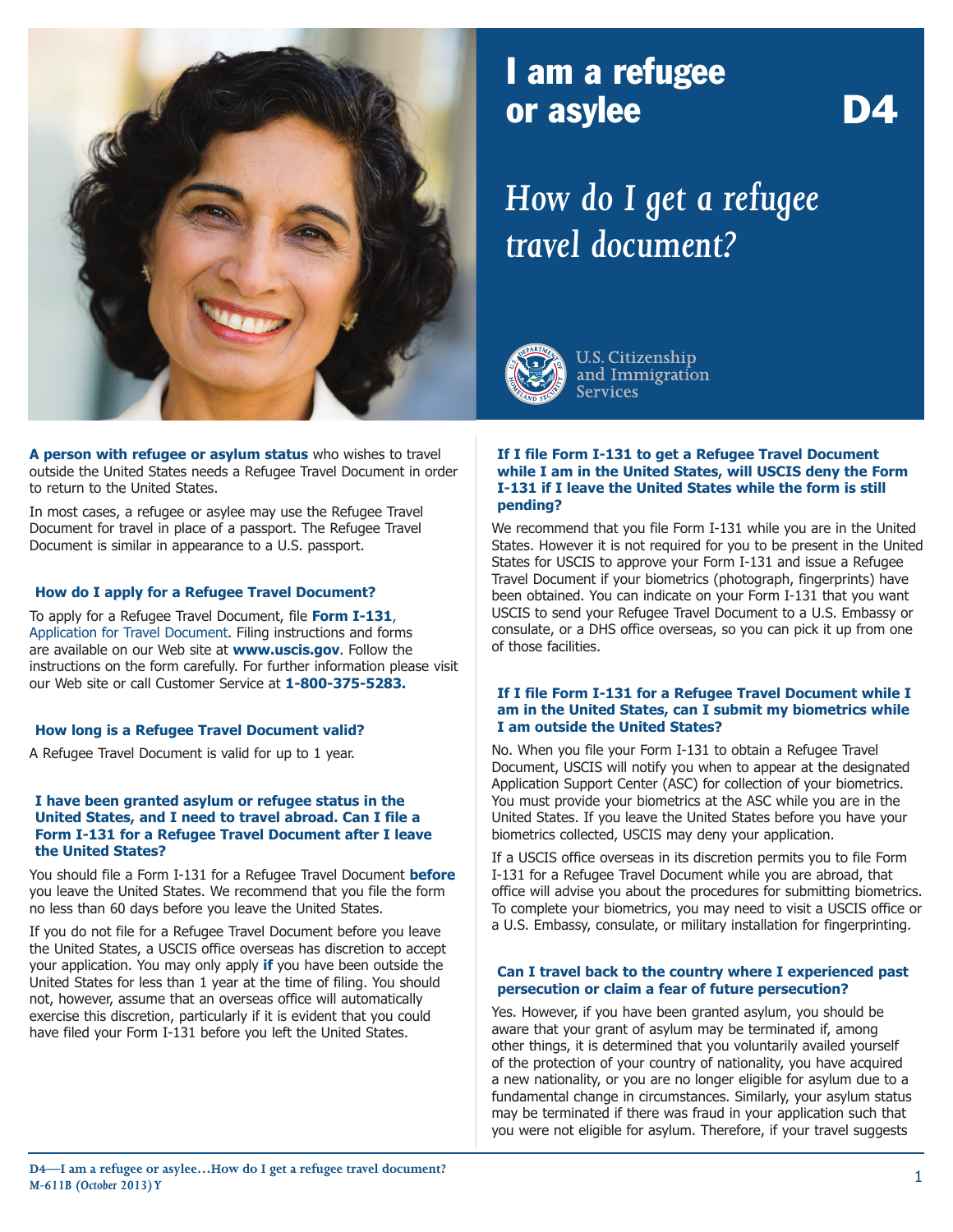# I am a refugee or asylee D4

## *How do I get a refugee travel document?*

U.S. Citizenship and Immigration Services

**A person with refugee or asylum status** who wishes to travel outside the United States needs a Refugee Travel Document in order to return to the United States.

In most cases, a refugee or asylee may use the Refugee Travel Document for travel in place of a passport. The Refugee Travel Document is similar in appearance to a U.S. passport.

### How do I apply for a Refugee Travel Document?

To apply for a Refugee Travel Document, file **Form I-131**, Application for Travel Document. Filing instructions and forms are available on our Web site at **www.uscis.gov**. Follow the instructions on the form carefully. For further information please visit our Web site or call Customer Service at **1-800-375-5283.**

### How long is a Refugee Travel Document valid?

A Refugee Travel Document is valid for up to 1 year.

### I have been granted asylum or refugee status in the United States, and I need to travel abroad. Can I file a Form I-131 for a Refugee Travel Document after I leave the United States?

You should file a Form I-131 for a Refugee Travel Document **before** you leave the United States. We recommend that you file the form no less than 60 days before you leave the United States.

If you do not file for a Refugee Travel Document before you leave the United States, a USCIS office overseas has discretion to accept your application. You may only apply **if** you have been outside the United States for less than 1 year at the time of filing. You should not, however, assume that an overseas office will automatically exercise this discretion, particularly if it is evident that you could have filed your Form I-131 before you left the United States.

### If I file Form I-131 to get a Refugee Travel Document while I am in the United States, will USCIS deny the Form I-131 if I leave the United States while the form is still pending?

We recommend that you file Form I-131 while you are in the United States. However it is not required for you to be present in the United States for USCIS to approve your Form I-131 and issue a Refugee Travel Document if your biometrics (photograph, fingerprints) have been obtained. You can indicate on your Form I-131 that you want USCIS to send your Refugee Travel Document to a U.S. Embassy or consulate, or a DHS office overseas, so you can pick it up from one of those facilities.

### If I file Form I-131 for a Refugee Travel Document while I am in the United States, can I submit my biometrics while I am outside the United States?

No. When you file your Form I-131 to obtain a Refugee Travel Document, USCIS will notify you when to appear at the designated Application Support Center (ASC) for collection of your biometrics. You must provide your biometrics at the ASC while you are in the United States. If you leave the United States before you have your biometrics collected, USCIS may deny your application.

If a USCIS office overseas in its discretion permits you to file Form I-131 for a Refugee Travel Document while you are abroad, that office will advise you about the procedures for submitting biometrics. To complete your biometrics, you may need to visit a USCIS office or a U.S. Embassy, consulate, or military installation for fingerprinting.

### Can I travel back to the country where I experienced past persecution or claim a fear of future persecution?

Yes. However, if you have been granted asylum, you should be aware that your grant of asylum may be terminated if, among other things, it is determined that you voluntarily availed yourself of the protection of your country of nationality, you have acquired a new nationality, or you are no longer eligible for asylum due to a fundamental change in circumstances. Similarly, your asylum status may be terminated if there was fraud in your application such that you were not eligible for asylum. Therefore, if your travel suggests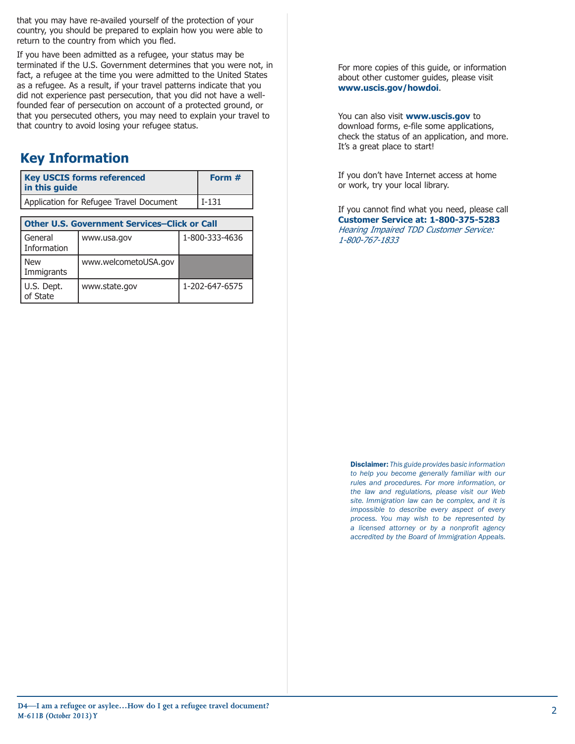that you may have re-availed yourself of the protection of your country, you should be prepared to explain how you were able to return to the country from which you fled.

If you have been admitted as a refugee, your status may be terminated if the U.S. Government determines that you were not, in fact, a refugee at the time you were admitted to the United States as a refugee. As a result, if your travel patterns indicate that you did not experience past persecution, that you did not have a well-founded fear of persecution on account of a protected ground, or that you persecuted others, you may need to explain your travel to that country to avoid losing your refugee status.

## Key Information

| Key USCIS forms referenced in this guide | Form # |
|---|---|
| Application for Refugee Travel Document | I-131 |

| Other U.S. Government Services–Click or Call | | |
|---|---|---|
| General Information | www.usa.gov | 1-800-333-4636 |
| New Immigrants | www.welcometoUSA.gov | |
| U.S. Dept. of State | www.state.gov | 1-202-647-6575 |

For more copies of this guide, or information about other customer guides, please visit **www.uscis.gov/howdoi**.

You can also visit **www.uscis.gov** to download forms, e-file some applications, check the status of an application, and more. It's a great place to start!

If you don't have Internet access at home or work, try your local library.

If you cannot find what you need, please call **Customer Service at: 1-800-375-5283**
*Hearing Impaired TDD Customer Service: 1-800-767-1833*

**Disclaimer:** *This guide provides basic information to help you become generally familiar with our rules and procedures. For more information, or the law and regulations, please visit our Web site. Immigration law can be complex, and it is impossible to describe every aspect of every process. You may wish to be represented by a licensed attorney or by a nonprofit agency accredited by the Board of Immigration Appeals.*